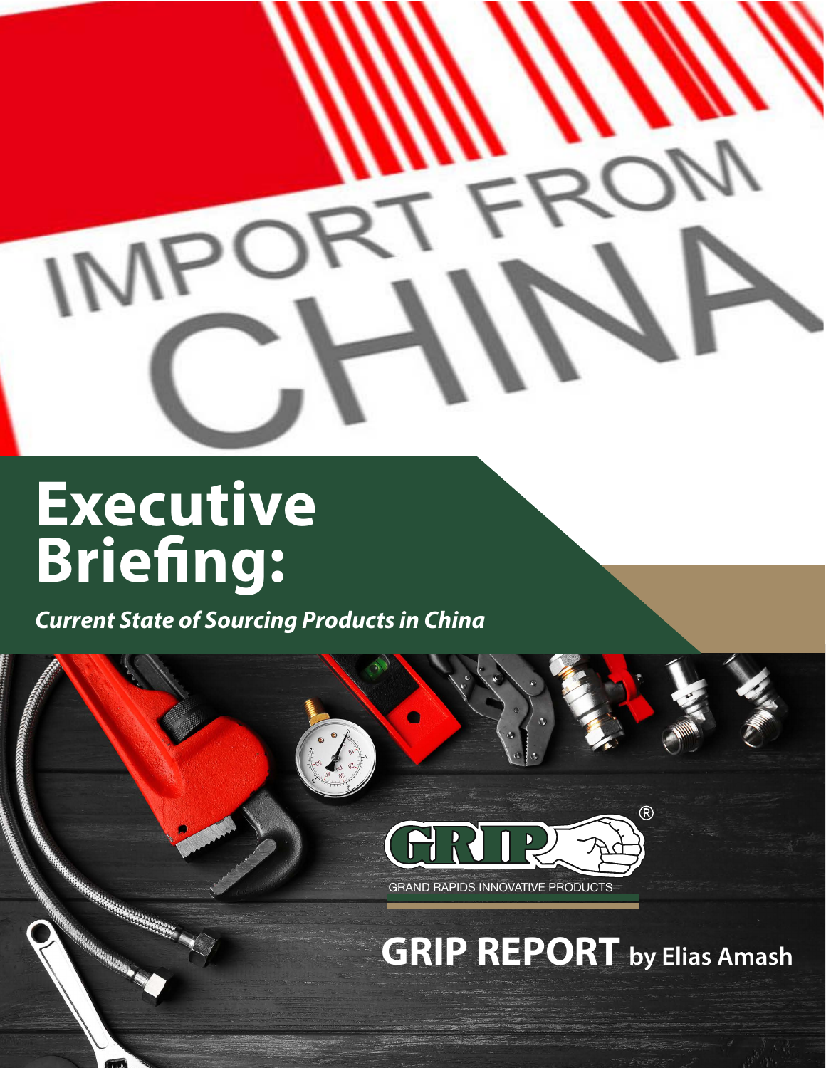# Executive Briefing:

***Current State of Sourcing Products in China***

GRAND RAPIDS INNOVATIVE PRODUCTS

**GRIP REPORT** by Elias Amash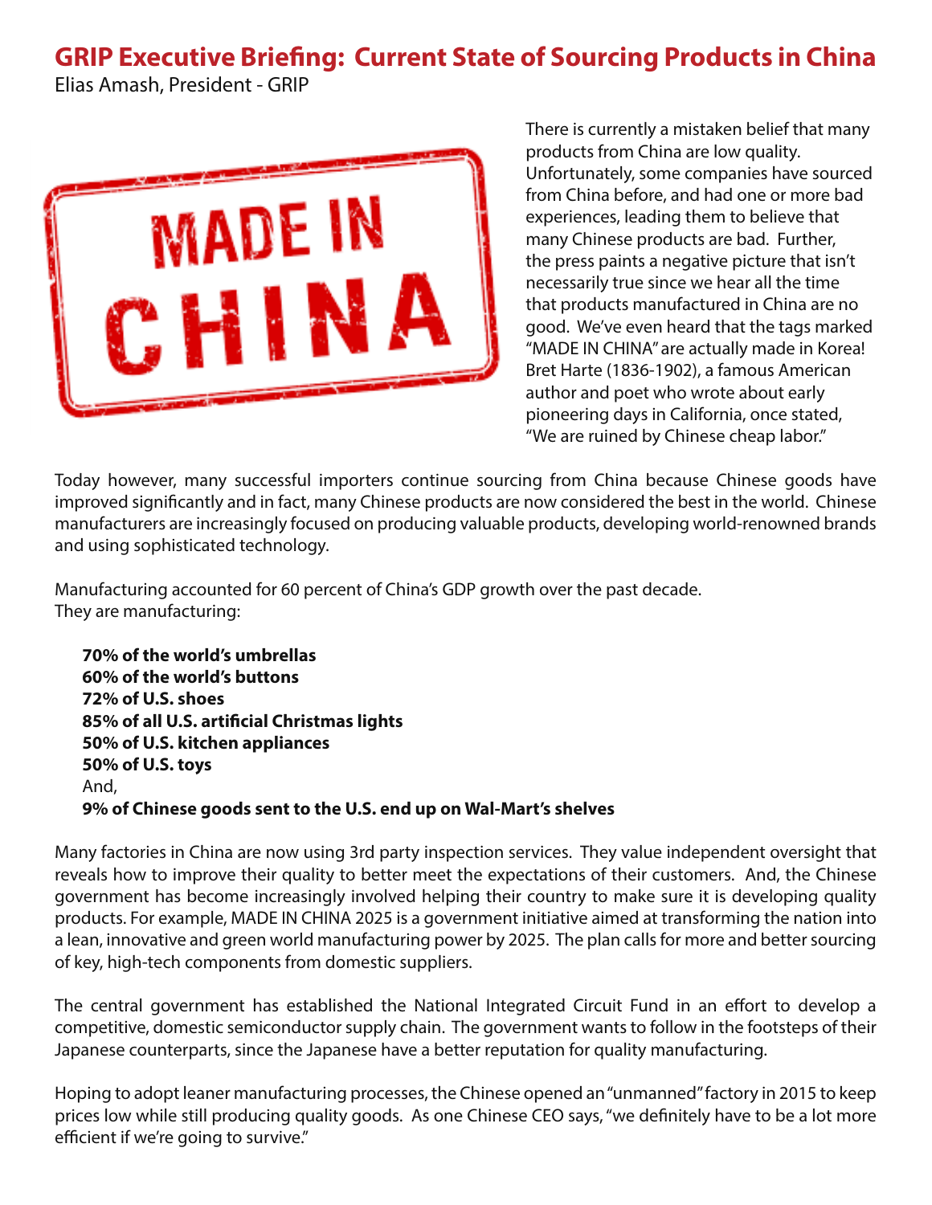# GRIP Executive Briefing: Current State of Sourcing Products in China

Elias Amash, President - GRIP

There is currently a mistaken belief that many products from China are low quality. Unfortunately, some companies have sourced from China before, and had one or more bad experiences, leading them to believe that many Chinese products are bad. Further, the press paints a negative picture that isn't necessarily true since we hear all the time that products manufactured in China are no good. We've even heard that the tags marked "MADE IN CHINA" are actually made in Korea! Bret Harte (1836-1902), a famous American author and poet who wrote about early pioneering days in California, once stated, "We are ruined by Chinese cheap labor."

Today however, many successful importers continue sourcing from China because Chinese goods have improved significantly and in fact, many Chinese products are now considered the best in the world. Chinese manufacturers are increasingly focused on producing valuable products, developing world-renowned brands and using sophisticated technology.

Manufacturing accounted for 60 percent of China's GDP growth over the past decade.
They are manufacturing:

**70% of the world's umbrellas**
**60% of the world's buttons**
**72% of U.S. shoes**
**85% of all U.S. artificial Christmas lights**
**50% of U.S. kitchen appliances**
**50% of U.S. toys**
And,
**9% of Chinese goods sent to the U.S. end up on Wal-Mart's shelves**

Many factories in China are now using 3rd party inspection services. They value independent oversight that reveals how to improve their quality to better meet the expectations of their customers. And, the Chinese government has become increasingly involved helping their country to make sure it is developing quality products. For example, MADE IN CHINA 2025 is a government initiative aimed at transforming the nation into a lean, innovative and green world manufacturing power by 2025. The plan calls for more and better sourcing of key, high-tech components from domestic suppliers.

The central government has established the National Integrated Circuit Fund in an effort to develop a competitive, domestic semiconductor supply chain. The government wants to follow in the footsteps of their Japanese counterparts, since the Japanese have a better reputation for quality manufacturing.

Hoping to adopt leaner manufacturing processes, the Chinese opened an "unmanned" factory in 2015 to keep prices low while still producing quality goods. As one Chinese CEO says, "we definitely have to be a lot more efficient if we're going to survive."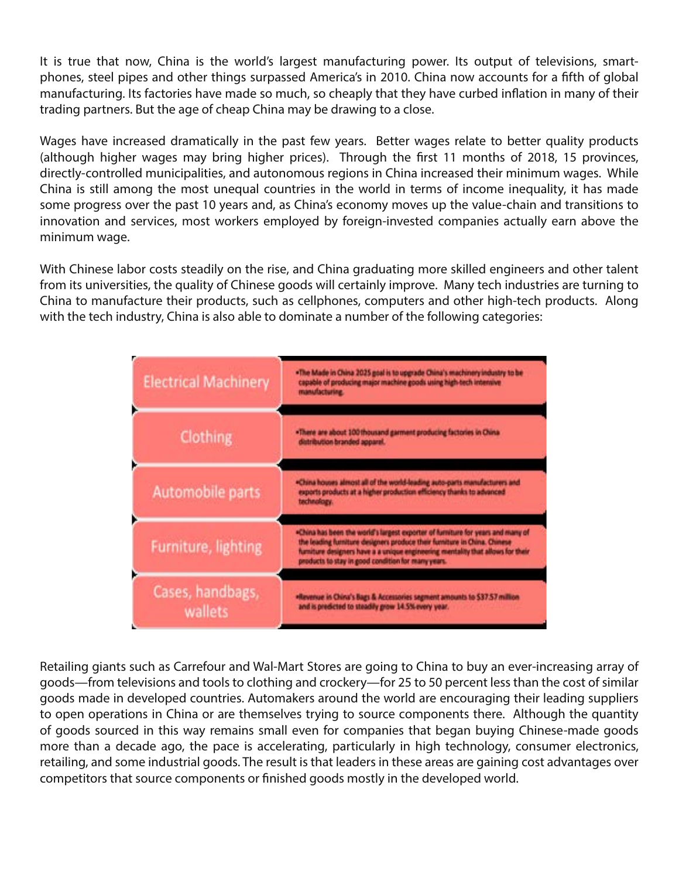It is true that now, China is the world's largest manufacturing power. Its output of televisions, smart-phones, steel pipes and other things surpassed America's in 2010. China now accounts for a fifth of global manufacturing. Its factories have made so much, so cheaply that they have curbed inflation in many of their trading partners. But the age of cheap China may be drawing to a close.

Wages have increased dramatically in the past few years. Better wages relate to better quality products (although higher wages may bring higher prices). Through the first 11 months of 2018, 15 provinces, directly-controlled municipalities, and autonomous regions in China increased their minimum wages. While China is still among the most unequal countries in the world in terms of income inequality, it has made some progress over the past 10 years and, as China's economy moves up the value-chain and transitions to innovation and services, most workers employed by foreign-invested companies actually earn above the minimum wage.

With Chinese labor costs steadily on the rise, and China graduating more skilled engineers and other talent from its universities, the quality of Chinese goods will certainly improve. Many tech industries are turning to China to manufacture their products, such as cellphones, computers and other high-tech products. Along with the tech industry, China is also able to dominate a number of the following categories:

| Category | Details |
| --- | --- |
| Electrical Machinery | •The Made in China 2025 goal is to upgrade China's machinery industry to be capable of producing major machine goods using high-tech intensive manufacturing. |
| Clothing | •There are about 100 thousand garment producing factories in China distribution branded apparel. |
| Automobile parts | •China houses almost all of the world-leading auto-parts manufacturers and exports products at a higher production efficiency thanks to advanced technology. |
| Furniture, lighting | •China has been the world's largest exporter of furniture for years and many of the leading furniture designers produce their furniture in China. Chinese furniture designers have a a unique engineering mentality that allows for their products to stay in good condition for many years. |
| Cases, handbags, wallets | •Revenue in China's Bags & Accessories segment amounts to $37.57 million and is predicted to steadily grow 14.5% every year. |

Retailing giants such as Carrefour and Wal-Mart Stores are going to China to buy an ever-increasing array of goods—from televisions and tools to clothing and crockery—for 25 to 50 percent less than the cost of similar goods made in developed countries. Automakers around the world are encouraging their leading suppliers to open operations in China or are themselves trying to source components there. Although the quantity of goods sourced in this way remains small even for companies that began buying Chinese-made goods more than a decade ago, the pace is accelerating, particularly in high technology, consumer electronics, retailing, and some industrial goods. The result is that leaders in these areas are gaining cost advantages over competitors that source components or finished goods mostly in the developed world.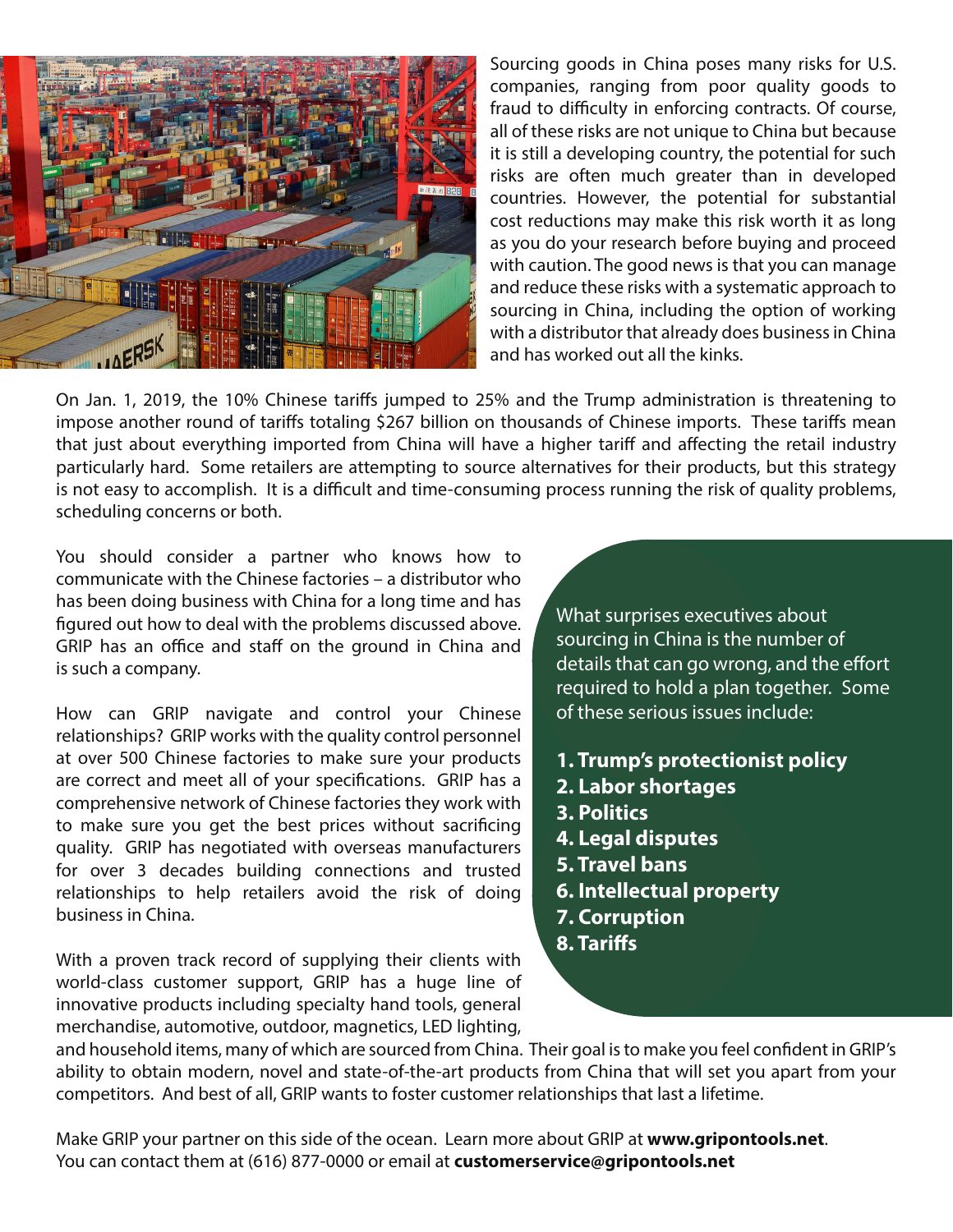Sourcing goods in China poses many risks for U.S. companies, ranging from poor quality goods to fraud to difficulty in enforcing contracts. Of course, all of these risks are not unique to China but because it is still a developing country, the potential for such risks are often much greater than in developed countries. However, the potential for substantial cost reductions may make this risk worth it as long as you do your research before buying and proceed with caution. The good news is that you can manage and reduce these risks with a systematic approach to sourcing in China, including the option of working with a distributor that already does business in China and has worked out all the kinks.

On Jan. 1, 2019, the 10% Chinese tariffs jumped to 25% and the Trump administration is threatening to impose another round of tariffs totaling $267 billion on thousands of Chinese imports. These tariffs mean that just about everything imported from China will have a higher tariff and affecting the retail industry particularly hard. Some retailers are attempting to source alternatives for their products, but this strategy is not easy to accomplish. It is a difficult and time-consuming process running the risk of quality problems, scheduling concerns or both.

You should consider a partner who knows how to communicate with the Chinese factories – a distributor who has been doing business with China for a long time and has figured out how to deal with the problems discussed above. GRIP has an office and staff on the ground in China and is such a company.

How can GRIP navigate and control your Chinese relationships? GRIP works with the quality control personnel at over 500 Chinese factories to make sure your products are correct and meet all of your specifications. GRIP has a comprehensive network of Chinese factories they work with to make sure you get the best prices without sacrificing quality. GRIP has negotiated with overseas manufacturers for over 3 decades building connections and trusted relationships to help retailers avoid the risk of doing business in China.

With a proven track record of supplying their clients with world-class customer support, GRIP has a huge line of innovative products including specialty hand tools, general merchandise, automotive, outdoor, magnetics, LED lighting, and household items, many of which are sourced from China. Their goal is to make you feel confident in GRIP's ability to obtain modern, novel and state-of-the-art products from China that will set you apart from your competitors. And best of all, GRIP wants to foster customer relationships that last a lifetime.

What surprises executives about sourcing in China is the number of details that can go wrong, and the effort required to hold a plan together. Some of these serious issues include:

1. **Trump's protectionist policy**
2. **Labor shortages**
3. **Politics**
4. **Legal disputes**
5. **Travel bans**
6. **Intellectual property**
7. **Corruption**
8. **Tariffs**

Make GRIP your partner on this side of the ocean. Learn more about GRIP at **www.gripontools.net**.
You can contact them at (616) 877-0000 or email at **customerservice@gripontools.net**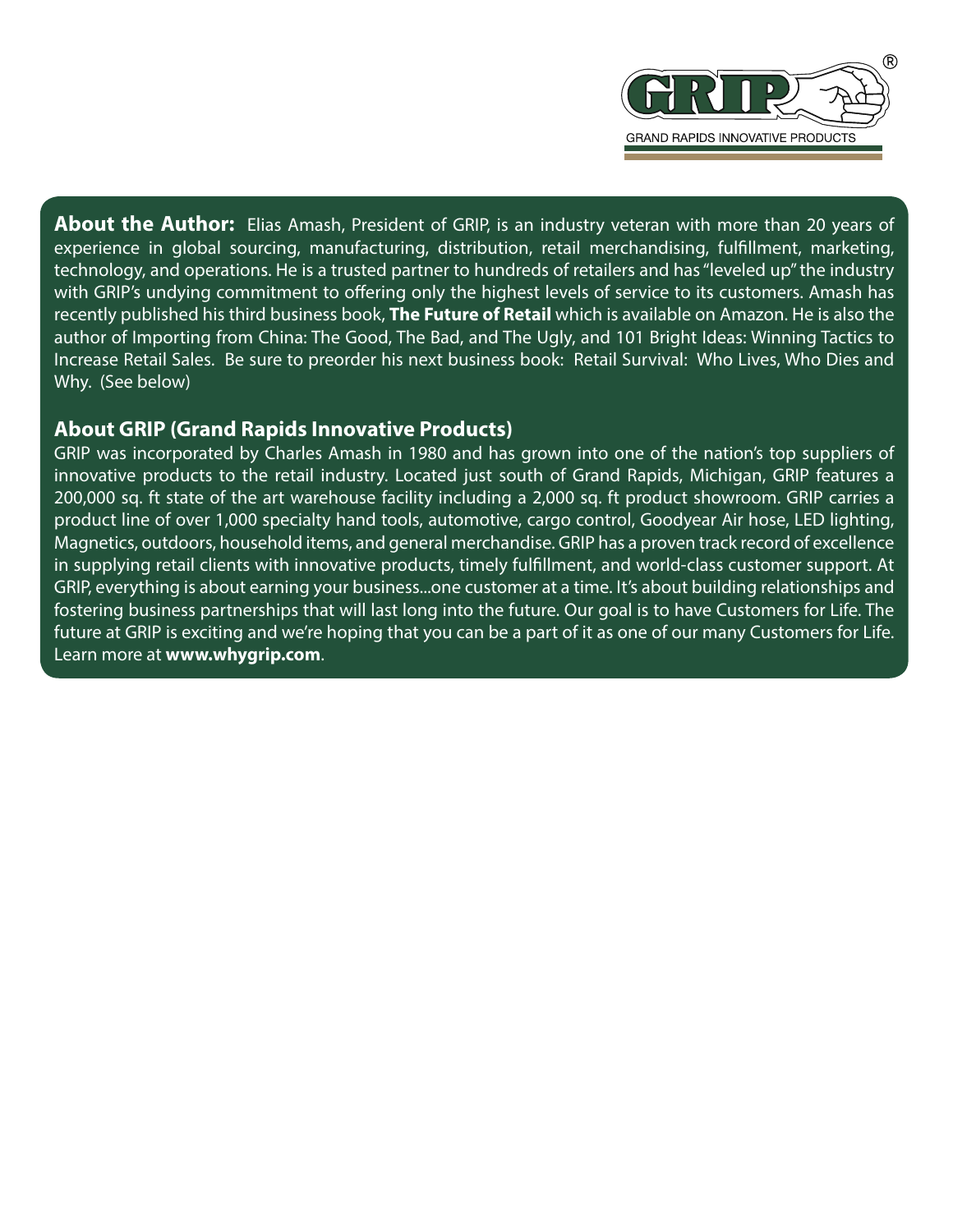GRIP®

GRAND RAPIDS INNOVATIVE PRODUCTS

**About the Author:** Elias Amash, President of GRIP, is an industry veteran with more than 20 years of experience in global sourcing, manufacturing, distribution, retail merchandising, fulfillment, marketing, technology, and operations. He is a trusted partner to hundreds of retailers and has "leveled up" the industry with GRIP's undying commitment to offering only the highest levels of service to its customers. Amash has recently published his third business book, **The Future of Retail** which is available on Amazon. He is also the author of Importing from China: The Good, The Bad, and The Ugly, and 101 Bright Ideas: Winning Tactics to Increase Retail Sales. Be sure to preorder his next business book: Retail Survival: Who Lives, Who Dies and Why. (See below)

## About GRIP (Grand Rapids Innovative Products)

GRIP was incorporated by Charles Amash in 1980 and has grown into one of the nation's top suppliers of innovative products to the retail industry. Located just south of Grand Rapids, Michigan, GRIP features a 200,000 sq. ft state of the art warehouse facility including a 2,000 sq. ft product showroom. GRIP carries a product line of over 1,000 specialty hand tools, automotive, cargo control, Goodyear Air hose, LED lighting, Magnetics, outdoors, household items, and general merchandise. GRIP has a proven track record of excellence in supplying retail clients with innovative products, timely fulfillment, and world-class customer support. At GRIP, everything is about earning your business...one customer at a time. It's about building relationships and fostering business partnerships that will last long into the future. Our goal is to have Customers for Life. The future at GRIP is exciting and we're hoping that you can be a part of it as one of our many Customers for Life. Learn more at **www.whygrip.com**.